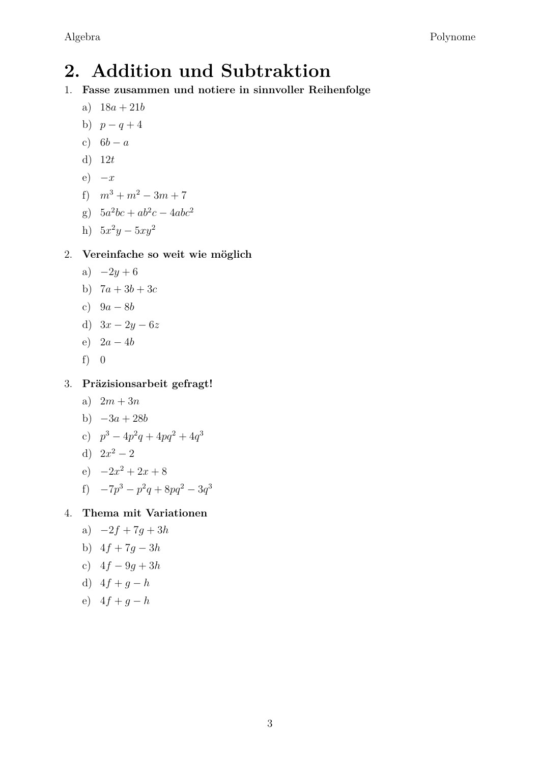# 2. Addition und Subtraktion

1. **Fasse zusammen und notiere in sinnvoller Reihenfolge**
   a) $18a + 21b$
   b) $p - q + 4$
   c) $6b - a$
   d) $12t$
   e) $-x$
   f) $m^3 + m^2 - 3m + 7$
   g) $5a^2bc + ab^2c - 4abc^2$
   h) $5x^2y - 5xy^2$

2. **Vereinfache so weit wie möglich**
   a) $-2y + 6$
   b) $7a + 3b + 3c$
   c) $9a - 8b$
   d) $3x - 2y - 6z$
   e) $2a - 4b$
   f) $0$

3. **Präzisionsarbeit gefragt!**
   a) $2m + 3n$
   b) $-3a + 28b$
   c) $p^3 - 4p^2q + 4pq^2 + 4q^3$
   d) $2x^2 - 2$
   e) $-2x^2 + 2x + 8$
   f) $-7p^3 - p^2q + 8pq^2 - 3q^3$

4. **Thema mit Variationen**
   a) $-2f + 7g + 3h$
   b) $4f + 7g - 3h$
   c) $4f - 9g + 3h$
   d) $4f + g - h$
   e) $4f + g - h$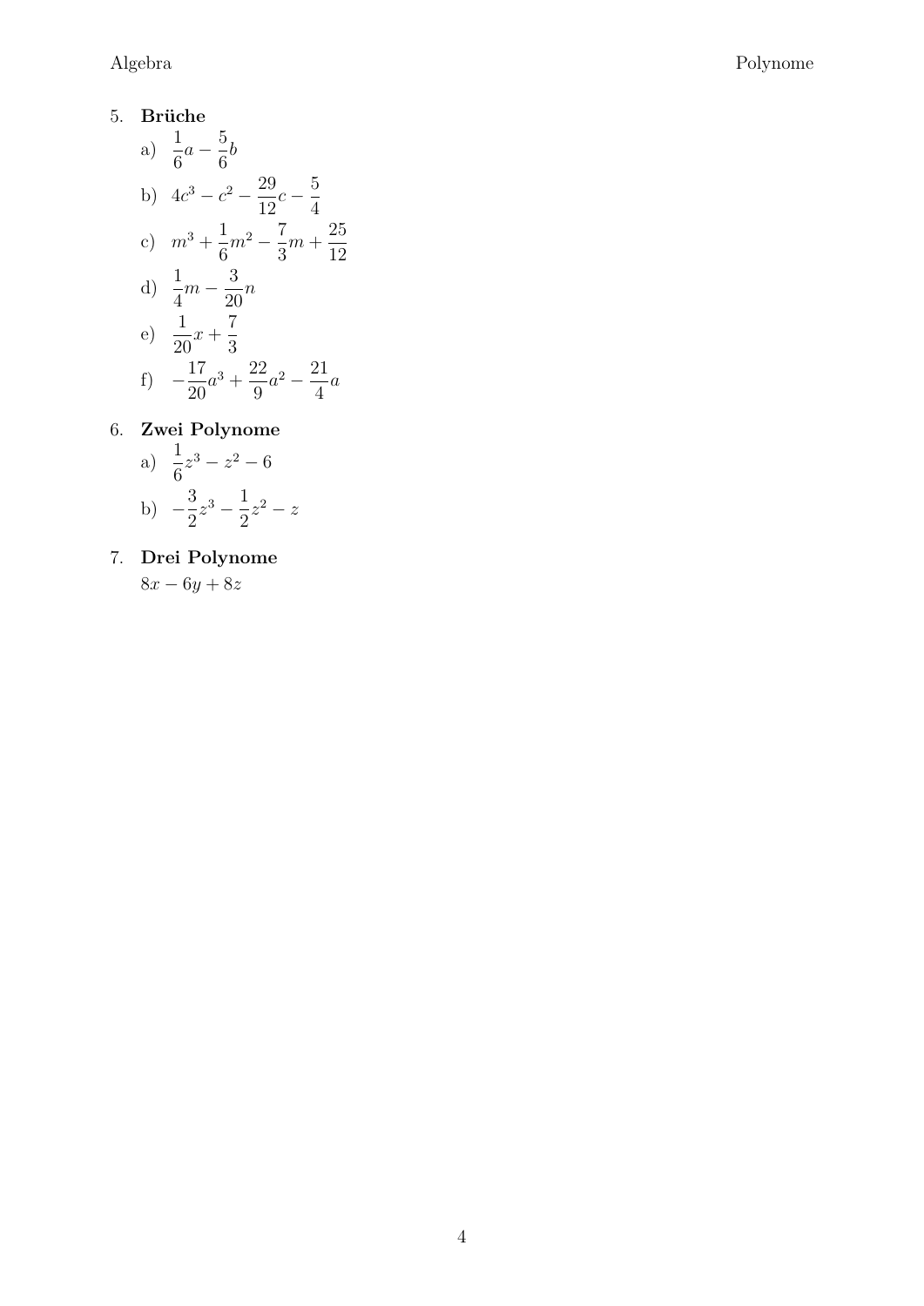5. **Brüche**

   a) $\frac{1}{6}a - \frac{5}{6}b$

   b) $4c^3 - c^2 - \frac{29}{12}c - \frac{5}{4}$

   c) $m^3 + \frac{1}{6}m^2 - \frac{7}{3}m + \frac{25}{12}$

   d) $\frac{1}{4}m - \frac{3}{20}n$

   e) $\frac{1}{20}x + \frac{7}{3}$

   f) $-\frac{17}{20}a^3 + \frac{22}{9}a^2 - \frac{21}{4}a$

6. **Zwei Polynome**

   a) $\frac{1}{6}z^3 - z^2 - 6$

   b) $-\frac{3}{2}z^3 - \frac{1}{2}z^2 - z$

7. **Drei Polynome**

   $8x - 6y + 8z$